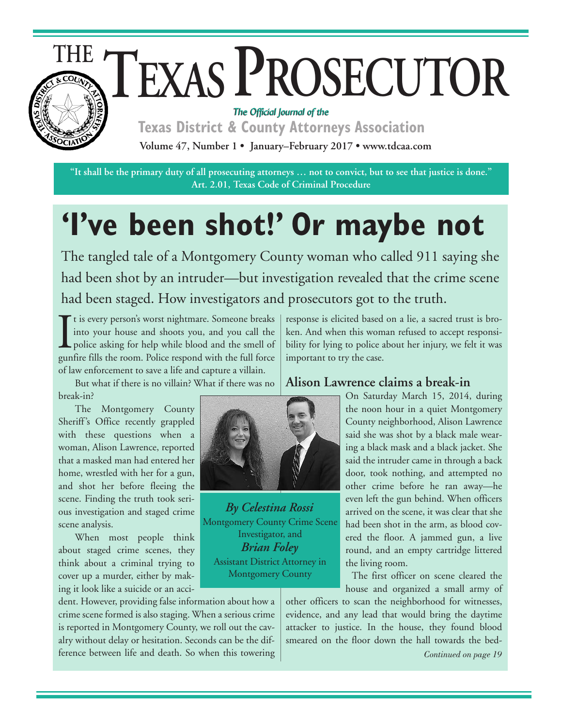# THE TEXAS PROSECUTOR

*The Official Journal of the*
**Texas District & County Attorneys Association**

**Volume 47, Number 1 • January–February 2017 • www.tdcaa.com**

**"It shall be the primary duty of all prosecuting attorneys … not to convict, but to see that justice is done." Art. 2.01, Texas Code of Criminal Procedure**

# 'I've been shot!' Or maybe not

The tangled tale of a Montgomery County woman who called 911 saying she had been shot by an intruder—but investigation revealed that the crime scene had been staged. How investigators and prosecutors got to the truth.

*By Celestina Rossi*
Montgomery County Crime Scene Investigator, and
*Brian Foley*
Assistant District Attorney in Montgomery County

It is every person's worst nightmare. Someone breaks into your house and shoots you, and you call the police asking for help while blood and the smell of gunfire fills the room. Police respond with the full force of law enforcement to save a life and capture a villain.

But what if there is no villain? What if there was no break-in?

The Montgomery County Sheriff's Office recently grappled with these questions when a woman, Alison Lawrence, reported that a masked man had entered her home, wrestled with her for a gun, and shot her before fleeing the scene. Finding the truth took serious investigation and staged crime scene analysis.

When most people think about staged crime scenes, they think about a criminal trying to cover up a murder, either by making it look like a suicide or an accident. However, providing false information about how a crime scene formed is also staging. When a serious crime is reported in Montgomery County, we roll out the cavalry without delay or hesitation. Seconds can be the difference between life and death. So when this towering response is elicited based on a lie, a sacred trust is broken. And when this woman refused to accept responsibility for lying to police about her injury, we felt it was important to try the case.

## Alison Lawrence claims a break-in

On Saturday March 15, 2014, during the noon hour in a quiet Montgomery County neighborhood, Alison Lawrence said she was shot by a black male wearing a black mask and a black jacket. She said the intruder came in through a back door, took nothing, and attempted no other crime before he ran away—he even left the gun behind. When officers arrived on the scene, it was clear that she had been shot in the arm, as blood covered the floor. A jammed gun, a live round, and an empty cartridge littered the living room.

The first officer on scene cleared the house and organized a small army of other officers to scan the neighborhood for witnesses, evidence, and any lead that would bring the daytime attacker to justice. In the house, they found blood smeared on the floor down the hall towards the bed-

*Continued on page 19*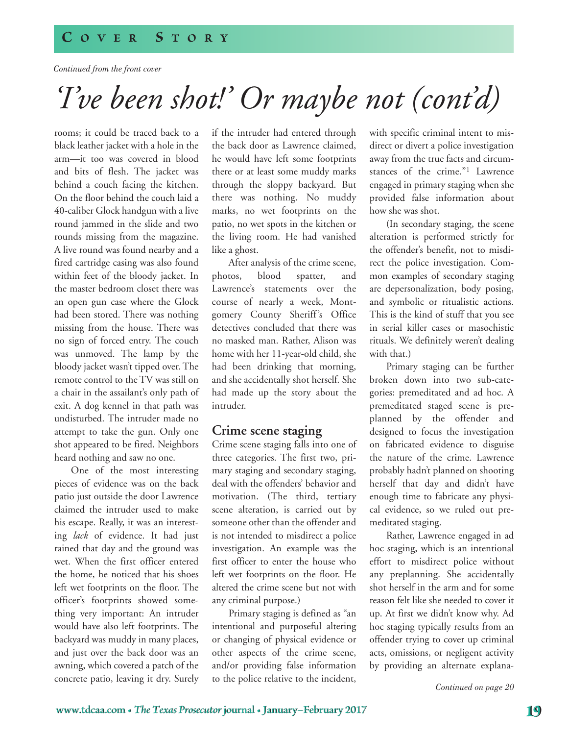*Continued from the front cover*

# 'I've been shot!' Or maybe not (cont'd)

rooms; it could be traced back to a black leather jacket with a hole in the arm—it too was covered in blood and bits of flesh. The jacket was behind a couch facing the kitchen. On the floor behind the couch laid a 40-caliber Glock handgun with a live round jammed in the slide and two rounds missing from the magazine. A live round was found nearby and a fired cartridge casing was also found within feet of the bloody jacket. In the master bedroom closet there was an open gun case where the Glock had been stored. There was nothing missing from the house. There was no sign of forced entry. The couch was unmoved. The lamp by the bloody jacket wasn't tipped over. The remote control to the TV was still on a chair in the assailant's only path of exit. A dog kennel in that path was undisturbed. The intruder made no attempt to take the gun. Only one shot appeared to be fired. Neighbors heard nothing and saw no one.

One of the most interesting pieces of evidence was on the back patio just outside the door Lawrence claimed the intruder used to make his escape. Really, it was an interesting *lack* of evidence. It had just rained that day and the ground was wet. When the first officer entered the home, he noticed that his shoes left wet footprints on the floor. The officer's footprints showed something very important: An intruder would have also left footprints. The backyard was muddy in many places, and just over the back door was an awning, which covered a patch of the concrete patio, leaving it dry. Surely if the intruder had entered through the back door as Lawrence claimed, he would have left some footprints there or at least some muddy marks through the sloppy backyard. But there was nothing. No muddy marks, no wet footprints on the patio, no wet spots in the kitchen or the living room. He had vanished like a ghost.

After analysis of the crime scene, photos, blood spatter, and Lawrence's statements over the course of nearly a week, Montgomery County Sheriff's Office detectives concluded that there was no masked man. Rather, Alison was home with her 11-year-old child, she had been drinking that morning, and she accidentally shot herself. She had made up the story about the intruder.

## Crime scene staging

Crime scene staging falls into one of three categories. The first two, primary staging and secondary staging, deal with the offenders' behavior and motivation. (The third, tertiary scene alteration, is carried out by someone other than the offender and is not intended to misdirect a police investigation. An example was the first officer to enter the house who left wet footprints on the floor. He altered the crime scene but not with any criminal purpose.)

Primary staging is defined as "an intentional and purposeful altering or changing of physical evidence or other aspects of the crime scene, and/or providing false information to the police relative to the incident, with specific criminal intent to misdirect or divert a police investigation away from the true facts and circumstances of the crime."[1] Lawrence engaged in primary staging when she provided false information about how she was shot.

(In secondary staging, the scene alteration is performed strictly for the offender's benefit, not to misdirect the police investigation. Common examples of secondary staging are depersonalization, body posing, and symbolic or ritualistic actions. This is the kind of stuff that you see in serial killer cases or masochistic rituals. We definitely weren't dealing with that.)

Primary staging can be further broken down into two sub-categories: premeditated and ad hoc. A premeditated staged scene is preplanned by the offender and designed to focus the investigation on fabricated evidence to disguise the nature of the crime. Lawrence probably hadn't planned on shooting herself that day and didn't have enough time to fabricate any physical evidence, so we ruled out premeditated staging.

Rather, Lawrence engaged in ad hoc staging, which is an intentional effort to misdirect police without any preplanning. She accidentally shot herself in the arm and for some reason felt like she needed to cover it up. At first we didn't know why. Ad hoc staging typically results from an offender trying to cover up criminal acts, omissions, or negligent activity by providing an alternate explana-

*Continued on page 20*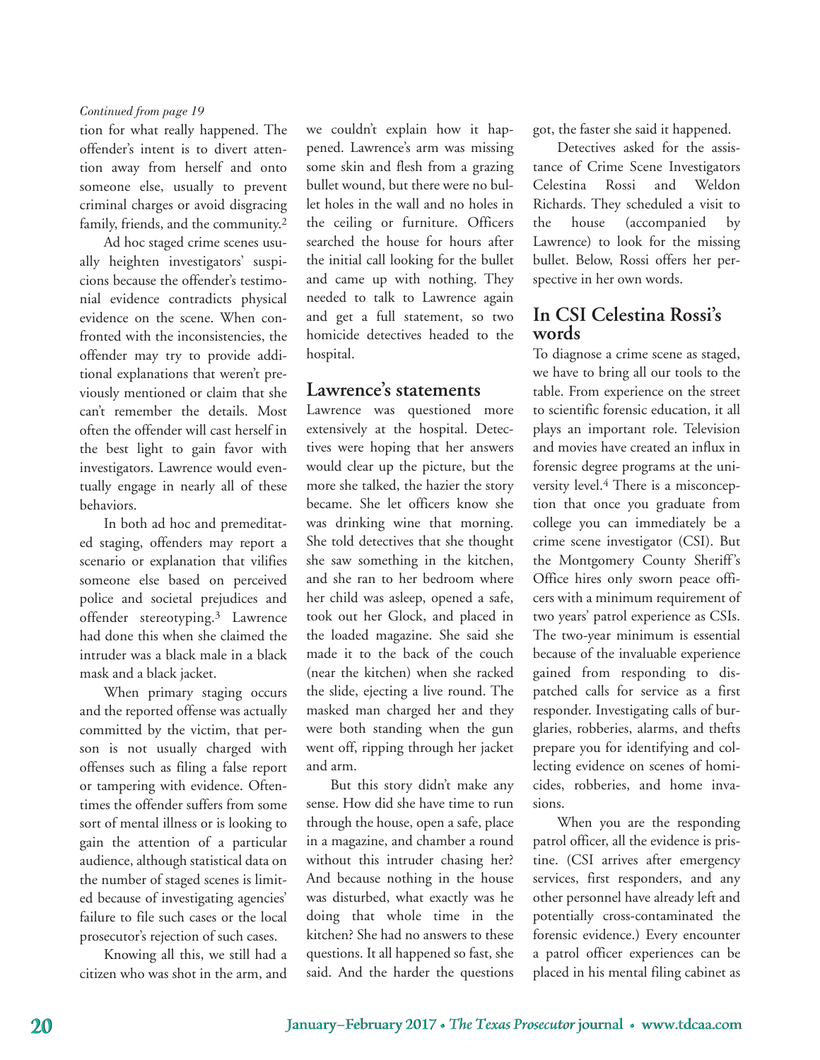*Continued from page 19*

tion for what really happened. The offender's intent is to divert attention away from herself and onto someone else, usually to prevent criminal charges or avoid disgracing family, friends, and the community.[2]

Ad hoc staged crime scenes usually heighten investigators' suspicions because the offender's testimonial evidence contradicts physical evidence on the scene. When confronted with the inconsistencies, the offender may try to provide additional explanations that weren't previously mentioned or claim that she can't remember the details. Most often the offender will cast herself in the best light to gain favor with investigators. Lawrence would eventually engage in nearly all of these behaviors.

In both ad hoc and premeditated staging, offenders may report a scenario or explanation that vilifies someone else based on perceived police and societal prejudices and offender stereotyping.[3] Lawrence had done this when she claimed the intruder was a black male in a black mask and a black jacket.

When primary staging occurs and the reported offense was actually committed by the victim, that person is not usually charged with offenses such as filing a false report or tampering with evidence. Oftentimes the offender suffers from some sort of mental illness or is looking to gain the attention of a particular audience, although statistical data on the number of staged scenes is limited because of investigating agencies' failure to file such cases or the local prosecutor's rejection of such cases.

Knowing all this, we still had a citizen who was shot in the arm, and we couldn't explain how it happened. Lawrence's arm was missing some skin and flesh from a grazing bullet wound, but there were no bullet holes in the wall and no holes in the ceiling or furniture. Officers searched the house for hours after the initial call looking for the bullet and came up with nothing. They needed to talk to Lawrence again and get a full statement, so two homicide detectives headed to the hospital.

## Lawrence's statements

Lawrence was questioned more extensively at the hospital. Detectives were hoping that her answers would clear up the picture, but the more she talked, the hazier the story became. She let officers know she was drinking wine that morning. She told detectives that she thought she saw something in the kitchen, and she ran to her bedroom where her child was asleep, opened a safe, took out her Glock, and placed in the loaded magazine. She said she made it to the back of the couch (near the kitchen) when she racked the slide, ejecting a live round. The masked man charged her and they were both standing when the gun went off, ripping through her jacket and arm.

But this story didn't make any sense. How did she have time to run through the house, open a safe, place in a magazine, and chamber a round without this intruder chasing her? And because nothing in the house was disturbed, what exactly was he doing that whole time in the kitchen? She had no answers to these questions. It all happened so fast, she said. And the harder the questions got, the faster she said it happened.

Detectives asked for the assistance of Crime Scene Investigators Celestina Rossi and Weldon Richards. They scheduled a visit to the house (accompanied by Lawrence) to look for the missing bullet. Below, Rossi offers her perspective in her own words.

## In CSI Celestina Rossi's words

To diagnose a crime scene as staged, we have to bring all our tools to the table. From experience on the street to scientific forensic education, it all plays an important role. Television and movies have created an influx in forensic degree programs at the university level.[4] There is a misconception that once you graduate from college you can immediately be a crime scene investigator (CSI). But the Montgomery County Sheriff's Office hires only sworn peace officers with a minimum requirement of two years' patrol experience as CSIs. The two-year minimum is essential because of the invaluable experience gained from responding to dispatched calls for service as a first responder. Investigating calls of burglaries, robberies, alarms, and thefts prepare you for identifying and collecting evidence on scenes of homicides, robberies, and home invasions.

When you are the responding patrol officer, all the evidence is pristine. (CSI arrives after emergency services, first responders, and any other personnel have already left and potentially cross-contaminated the forensic evidence.) Every encounter a patrol officer experiences can be placed in his mental filing cabinet as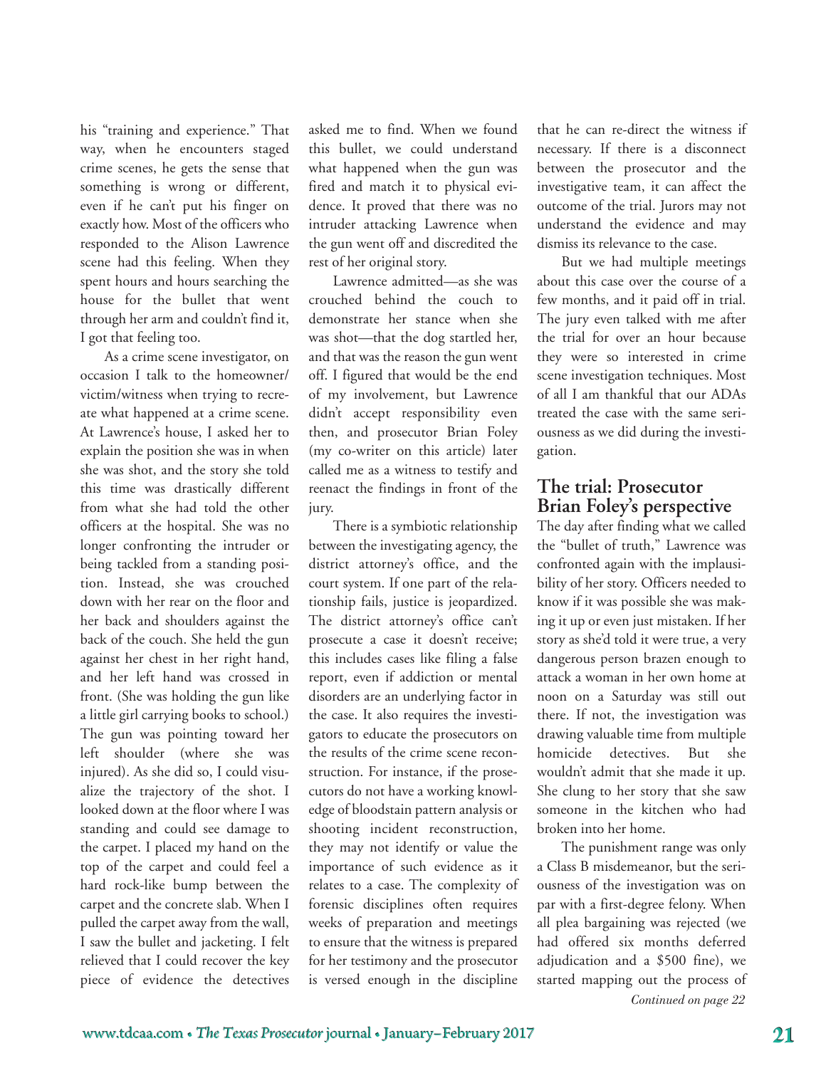his "training and experience." That way, when he encounters staged crime scenes, he gets the sense that something is wrong or different, even if he can't put his finger on exactly how. Most of the officers who responded to the Alison Lawrence scene had this feeling. When they spent hours and hours searching the house for the bullet that went through her arm and couldn't find it, I got that feeling too.

As a crime scene investigator, on occasion I talk to the homeowner/victim/witness when trying to recreate what happened at a crime scene. At Lawrence's house, I asked her to explain the position she was in when she was shot, and the story she told this time was drastically different from what she had told the other officers at the hospital. She was no longer confronting the intruder or being tackled from a standing position. Instead, she was crouched down with her rear on the floor and her back and shoulders against the back of the couch. She held the gun against her chest in her right hand, and her left hand was crossed in front. (She was holding the gun like a little girl carrying books to school.) The gun was pointing toward her left shoulder (where she was injured). As she did so, I could visualize the trajectory of the shot. I looked down at the floor where I was standing and could see damage to the carpet. I placed my hand on the top of the carpet and could feel a hard rock-like bump between the carpet and the concrete slab. When I pulled the carpet away from the wall, I saw the bullet and jacketing. I felt relieved that I could recover the key piece of evidence the detectives asked me to find. When we found this bullet, we could understand what happened when the gun was fired and match it to physical evidence. It proved that there was no intruder attacking Lawrence when the gun went off and discredited the rest of her original story.

Lawrence admitted—as she was crouched behind the couch to demonstrate her stance when she was shot—that the dog startled her, and that was the reason the gun went off. I figured that would be the end of my involvement, but Lawrence didn't accept responsibility even then, and prosecutor Brian Foley (my co-writer on this article) later called me as a witness to testify and reenact the findings in front of the jury.

There is a symbiotic relationship between the investigating agency, the district attorney's office, and the court system. If one part of the relationship fails, justice is jeopardized. The district attorney's office can't prosecute a case it doesn't receive; this includes cases like filing a false report, even if addiction or mental disorders are an underlying factor in the case. It also requires the investigators to educate the prosecutors on the results of the crime scene reconstruction. For instance, if the prosecutors do not have a working knowledge of bloodstain pattern analysis or shooting incident reconstruction, they may not identify or value the importance of such evidence as it relates to a case. The complexity of forensic disciplines often requires weeks of preparation and meetings to ensure that the witness is prepared for her testimony and the prosecutor is versed enough in the discipline that he can re-direct the witness if necessary. If there is a disconnect between the prosecutor and the investigative team, it can affect the outcome of the trial. Jurors may not understand the evidence and may dismiss its relevance to the case.

But we had multiple meetings about this case over the course of a few months, and it paid off in trial. The jury even talked with me after the trial for over an hour because they were so interested in crime scene investigation techniques. Most of all I am thankful that our ADAs treated the case with the same seriousness as we did during the investigation.

## The trial: Prosecutor Brian Foley's perspective

The day after finding what we called the "bullet of truth," Lawrence was confronted again with the implausibility of her story. Officers needed to know if it was possible she was making it up or even just mistaken. If her story as she'd told it were true, a very dangerous person brazen enough to attack a woman in her own home at noon on a Saturday was still out there. If not, the investigation was drawing valuable time from multiple homicide detectives. But she wouldn't admit that she made it up. She clung to her story that she saw someone in the kitchen who had broken into her home.

The punishment range was only a Class B misdemeanor, but the seriousness of the investigation was on par with a first-degree felony. When all plea bargaining was rejected (we had offered six months deferred adjudication and a $500 fine), we started mapping out the process of

*Continued on page 22*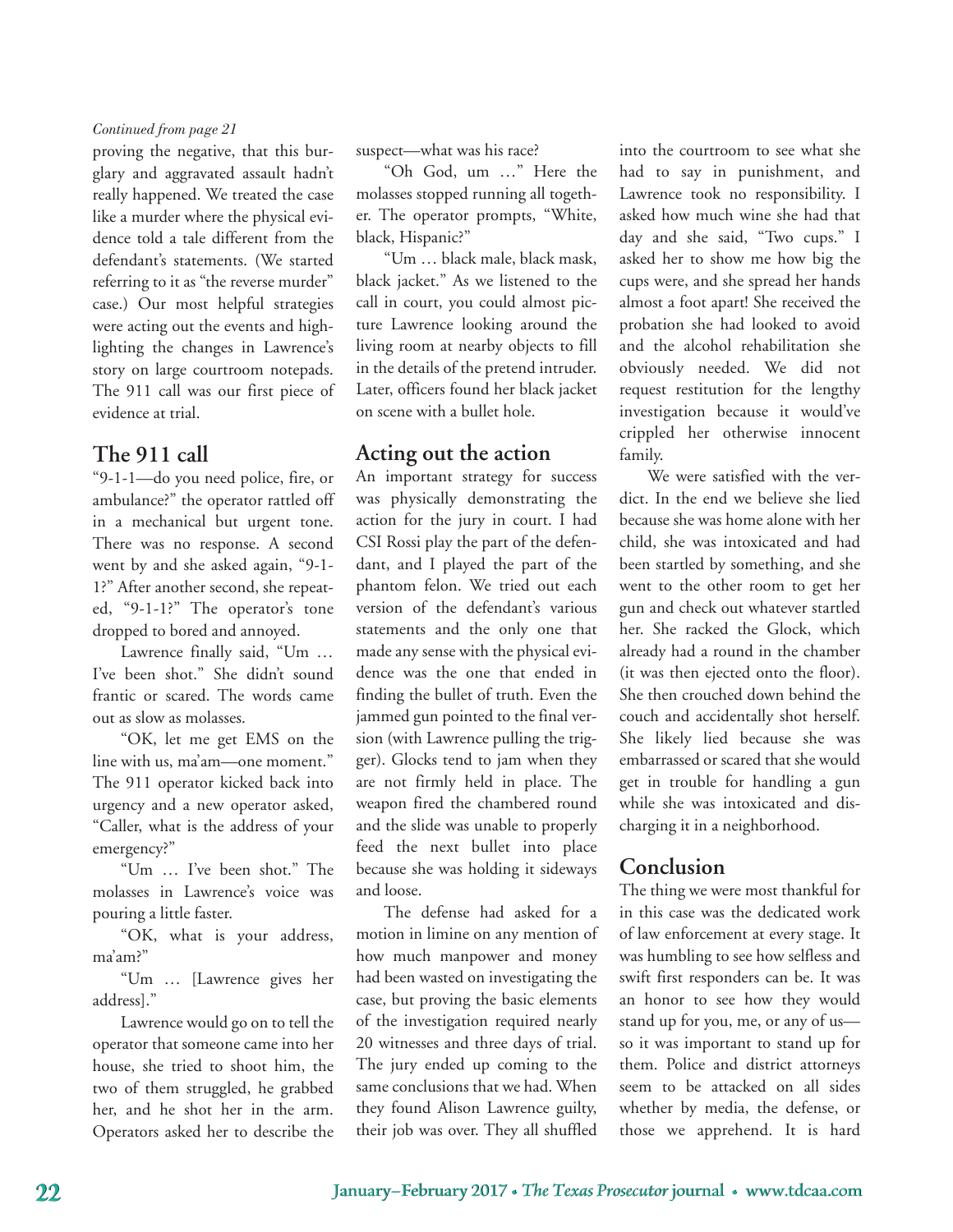*Continued from page 21*

proving the negative, that this burglary and aggravated assault hadn't really happened. We treated the case like a murder where the physical evidence told a tale different from the defendant's statements. (We started referring to it as "the reverse murder" case.) Our most helpful strategies were acting out the events and highlighting the changes in Lawrence's story on large courtroom notepads. The 911 call was our first piece of evidence at trial.

## The 911 call

"9-1-1—do you need police, fire, or ambulance?" the operator rattled off in a mechanical but urgent tone. There was no response. A second went by and she asked again, "9-1-1?" After another second, she repeated, "9-1-1?" The operator's tone dropped to bored and annoyed.

Lawrence finally said, "Um … I've been shot." She didn't sound frantic or scared. The words came out as slow as molasses.

"OK, let me get EMS on the line with us, ma'am—one moment." The 911 operator kicked back into urgency and a new operator asked, "Caller, what is the address of your emergency?"

"Um … I've been shot." The molasses in Lawrence's voice was pouring a little faster.

"OK, what is your address, ma'am?"

"Um … [Lawrence gives her address]."

Lawrence would go on to tell the operator that someone came into her house, she tried to shoot him, the two of them struggled, he grabbed her, and he shot her in the arm. Operators asked her to describe the suspect—what was his race?

"Oh God, um …" Here the molasses stopped running all together. The operator prompts, "White, black, Hispanic?"

"Um … black male, black mask, black jacket." As we listened to the call in court, you could almost picture Lawrence looking around the living room at nearby objects to fill in the details of the pretend intruder. Later, officers found her black jacket on scene with a bullet hole.

## Acting out the action

An important strategy for success was physically demonstrating the action for the jury in court. I had CSI Rossi play the part of the defendant, and I played the part of the phantom felon. We tried out each version of the defendant's various statements and the only one that made any sense with the physical evidence was the one that ended in finding the bullet of truth. Even the jammed gun pointed to the final version (with Lawrence pulling the trigger). Glocks tend to jam when they are not firmly held in place. The weapon fired the chambered round and the slide was unable to properly feed the next bullet into place because she was holding it sideways and loose.

The defense had asked for a motion in limine on any mention of how much manpower and money had been wasted on investigating the case, but proving the basic elements of the investigation required nearly 20 witnesses and three days of trial. The jury ended up coming to the same conclusions that we had. When they found Alison Lawrence guilty, their job was over. They all shuffled into the courtroom to see what she had to say in punishment, and Lawrence took no responsibility. I asked how much wine she had that day and she said, "Two cups." I asked her to show me how big the cups were, and she spread her hands almost a foot apart! She received the probation she had looked to avoid and the alcohol rehabilitation she obviously needed. We did not request restitution for the lengthy investigation because it would've crippled her otherwise innocent family.

We were satisfied with the verdict. In the end we believe she lied because she was home alone with her child, she was intoxicated and had been startled by something, and she went to the other room to get her gun and check out whatever startled her. She racked the Glock, which already had a round in the chamber (it was then ejected onto the floor). She then crouched down behind the couch and accidentally shot herself. She likely lied because she was embarrassed or scared that she would get in trouble for handling a gun while she was intoxicated and discharging it in a neighborhood.

## Conclusion

The thing we were most thankful for in this case was the dedicated work of law enforcement at every stage. It was humbling to see how selfless and swift first responders can be. It was an honor to see how they would stand up for you, me, or any of us—so it was important to stand up for them. Police and district attorneys seem to be attacked on all sides whether by media, the defense, or those we apprehend. It is hard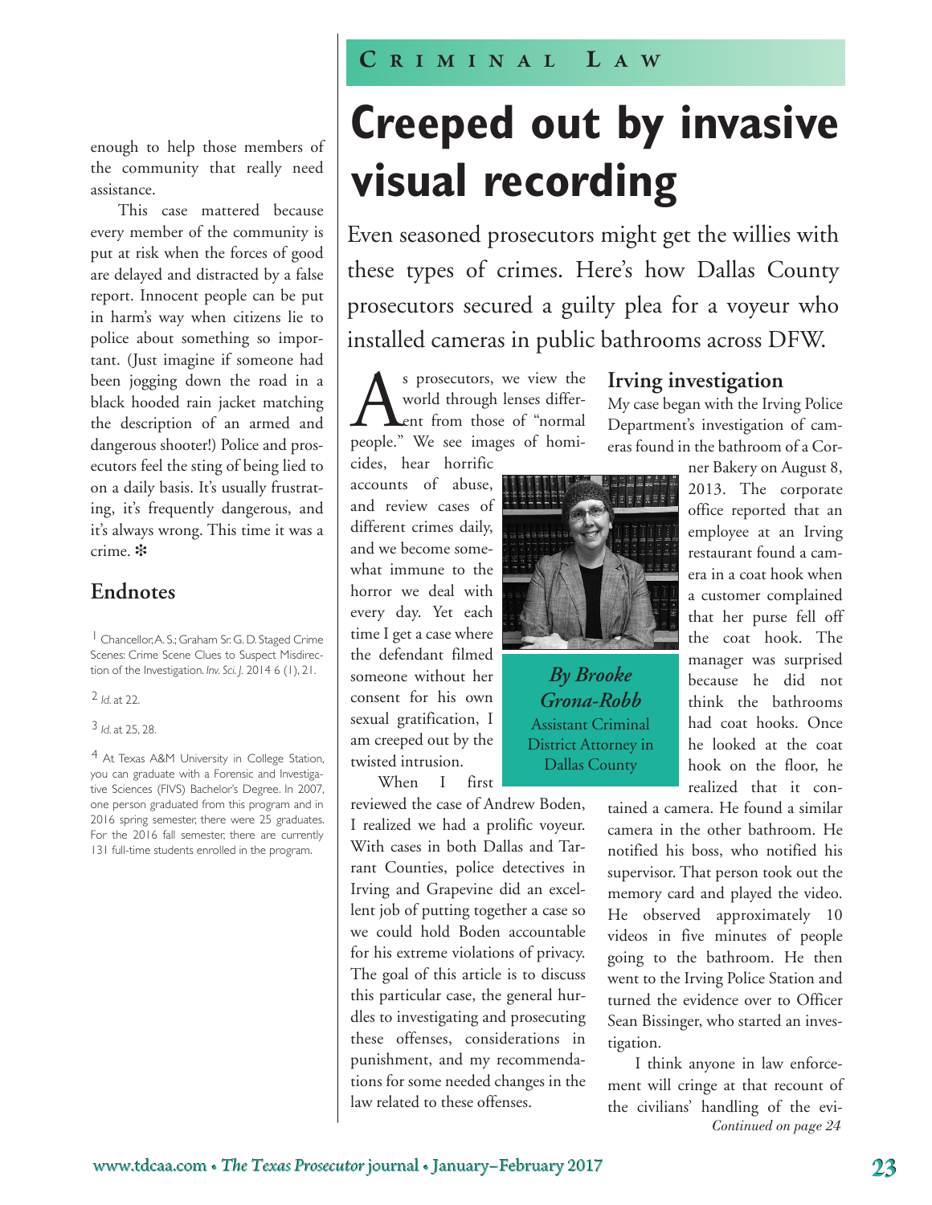enough to help those members of the community that really need assistance.

This case mattered because every member of the community is put at risk when the forces of good are delayed and distracted by a false report. Innocent people can be put in harm's way when citizens lie to police about something so important. (Just imagine if someone had been jogging down the road in a black hooded rain jacket matching the description of an armed and dangerous shooter!) Police and prosecutors feel the sting of being lied to on a daily basis. It's usually frustrating, it's frequently dangerous, and it's always wrong. This time it was a crime. ❇

## Endnotes

[1] Chancellor, A. S.; Graham Sr. G. D. Staged Crime Scenes: Crime Scene Clues to Suspect Misdirection of the Investigation. *Inv. Sci. J.* 2014 6 (1), 21.

[2] *Id.* at 22.

[3] *Id.* at 25, 28.

[4] At Texas A&M University in College Station, you can graduate with a Forensic and Investigative Sciences (FIVS) Bachelor's Degree. In 2007, one person graduated from this program and in 2016 spring semester, there were 25 graduates. For the 2016 fall semester, there are currently 131 full-time students enrolled in the program.

**Criminal Law**

# Creeped out by invasive visual recording

Even seasoned prosecutors might get the willies with these types of crimes. Here's how Dallas County prosecutors secured a guilty plea for a voyeur who installed cameras in public bathrooms across DFW.

*By Brooke Grona-Robb*
Assistant Criminal District Attorney in Dallas County

As prosecutors, we view the world through lenses different from those of "normal people." We see images of homicides, hear horrific accounts of abuse, and review cases of different crimes daily, and we become somewhat immune to the horror we deal with every day. Yet each time I get a case where the defendant filmed someone without her consent for his own sexual gratification, I am creeped out by the twisted intrusion.

When I first reviewed the case of Andrew Boden, I realized we had a prolific voyeur. With cases in both Dallas and Tarrant Counties, police detectives in Irving and Grapevine did an excellent job of putting together a case so we could hold Boden accountable for his extreme violations of privacy. The goal of this article is to discuss this particular case, the general hurdles to investigating and prosecuting these offenses, considerations in punishment, and my recommendations for some needed changes in the law related to these offenses.

## Irving investigation

My case began with the Irving Police Department's investigation of cameras found in the bathroom of a Corner Bakery on August 8, 2013. The corporate office reported that an employee at an Irving restaurant found a camera in a coat hook when a customer complained that her purse fell off the coat hook. The manager was surprised because he did not think the bathrooms had coat hooks. Once he looked at the coat hook on the floor, he realized that it contained a camera. He found a similar camera in the other bathroom. He notified his boss, who notified his supervisor. That person took out the memory card and played the video. He observed approximately 10 videos in five minutes of people going to the bathroom. He then went to the Irving Police Station and turned the evidence over to Officer Sean Bissinger, who started an investigation.

I think anyone in law enforcement will cringe at that recount of the civilians' handling of the evi-

*Continued on page 24*